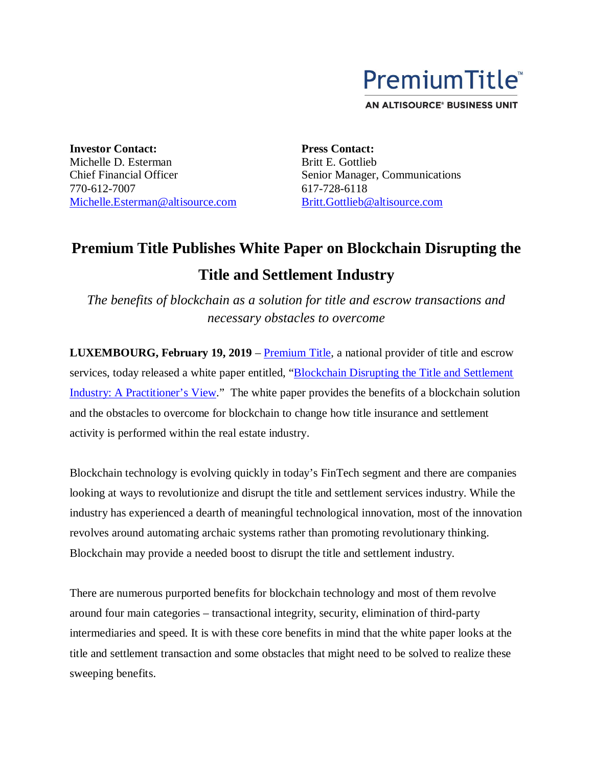PremiumTitle™

AN ALTISOURCE® BUSINESS UNIT

**Investor Contact:**
Michelle D. Esterman
Chief Financial Officer
770-612-7007
Michelle.Esterman@altisource.com

**Press Contact:**
Britt E. Gottlieb
Senior Manager, Communications
617-728-6118
Britt.Gottlieb@altisource.com

# Premium Title Publishes White Paper on Blockchain Disrupting the Title and Settlement Industry

*The benefits of blockchain as a solution for title and escrow transactions and necessary obstacles to overcome*

**LUXEMBOURG, February 19, 2019** – Premium Title, a national provider of title and escrow services, today released a white paper entitled, "Blockchain Disrupting the Title and Settlement Industry: A Practitioner's View." The white paper provides the benefits of a blockchain solution and the obstacles to overcome for blockchain to change how title insurance and settlement activity is performed within the real estate industry.

Blockchain technology is evolving quickly in today's FinTech segment and there are companies looking at ways to revolutionize and disrupt the title and settlement services industry. While the industry has experienced a dearth of meaningful technological innovation, most of the innovation revolves around automating archaic systems rather than promoting revolutionary thinking. Blockchain may provide a needed boost to disrupt the title and settlement industry.

There are numerous purported benefits for blockchain technology and most of them revolve around four main categories – transactional integrity, security, elimination of third-party intermediaries and speed. It is with these core benefits in mind that the white paper looks at the title and settlement transaction and some obstacles that might need to be solved to realize these sweeping benefits.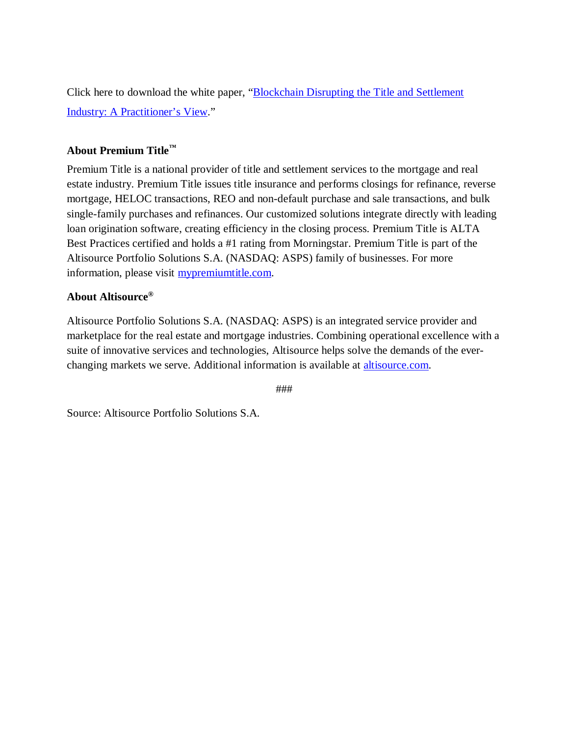Click here to download the white paper, "Blockchain Disrupting the Title and Settlement Industry: A Practitioner's View."

**About Premium Title™**

Premium Title is a national provider of title and settlement services to the mortgage and real estate industry. Premium Title issues title insurance and performs closings for refinance, reverse mortgage, HELOC transactions, REO and non-default purchase and sale transactions, and bulk single-family purchases and refinances. Our customized solutions integrate directly with leading loan origination software, creating efficiency in the closing process. Premium Title is ALTA Best Practices certified and holds a #1 rating from Morningstar. Premium Title is part of the Altisource Portfolio Solutions S.A. (NASDAQ: ASPS) family of businesses. For more information, please visit mypremiumtitle.com.

**About Altisource®**

Altisource Portfolio Solutions S.A. (NASDAQ: ASPS) is an integrated service provider and marketplace for the real estate and mortgage industries. Combining operational excellence with a suite of innovative services and technologies, Altisource helps solve the demands of the ever-changing markets we serve. Additional information is available at altisource.com.

###

Source: Altisource Portfolio Solutions S.A.